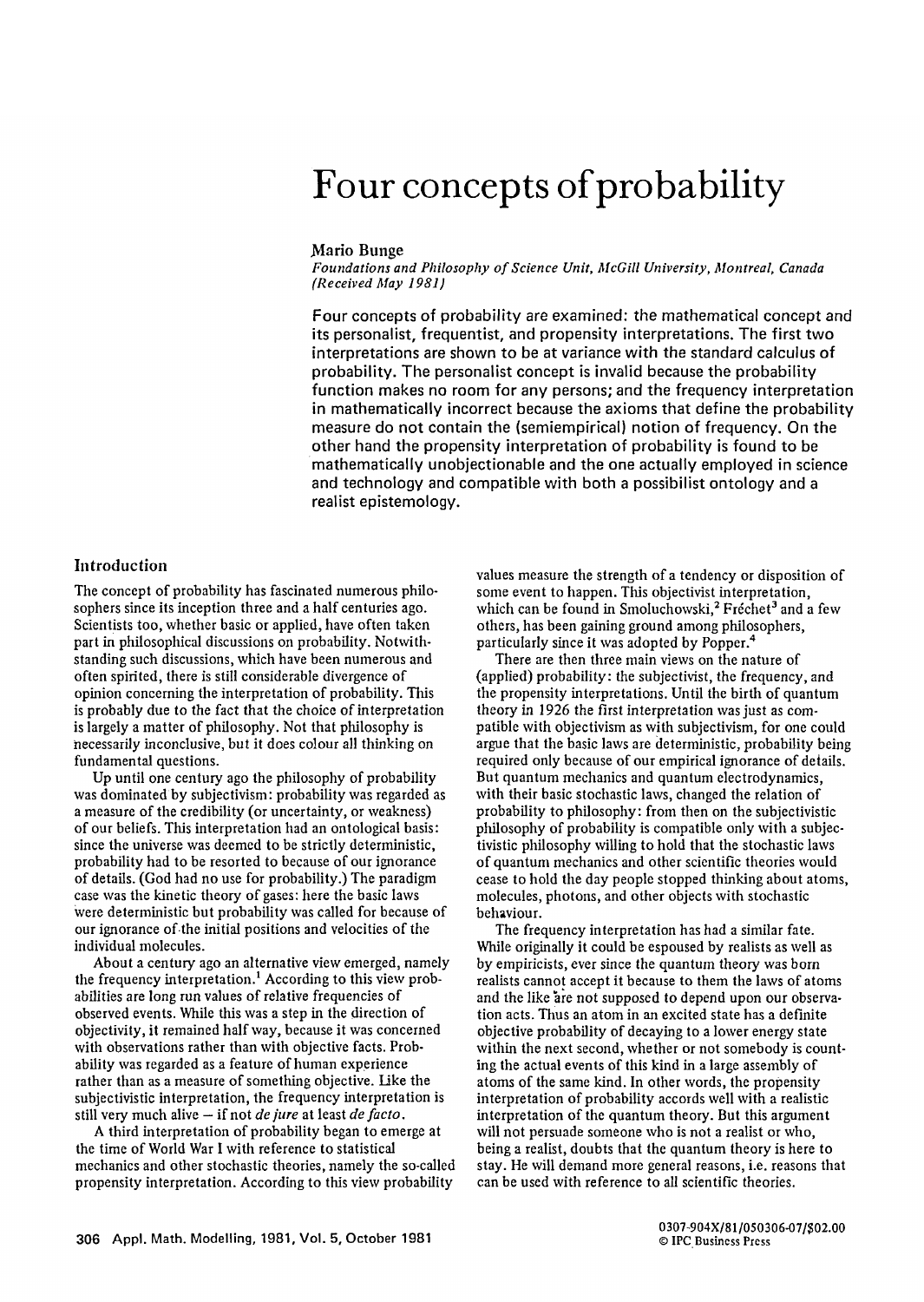# Four concepts of probability

Mario Bunge

*Foundations and Philosophy of Science Unit, McGill University, Montreal, Canada (Received May 1981)*

Four concepts of probability are examined: the mathematical concept and its personalist, frequentist, and propensity interpretations. The first two interpretations are shown to be at variance with the standard calculus of probability. The personalist concept is invalid because the probability function makes no room for any persons; and the frequency interpretation in mathematically incorrect because the axioms that define the probability measure do not contain the (semiempirical) notion of frequency. On the other hand the propensity interpretation of probability is found to be mathematically unobjectionable and the one actually employed in science and technology and compatible with both a possibilist ontology and a realist epistemology.

## Introduction

The concept of probability has fascinated numerous philosophers since its inception three and a half centuries ago. Scientists too, whether basic or applied, have often taken part in philosophical discussions on probability. Notwithstanding such discussions, which have been numerous and often spirited, there is still considerable divergence of opinion concerning the interpretation of probability. This is probably due to the fact that the choice of interpretation is largely a matter of philosophy. Not that philosophy is necessarily inconclusive, but it does colour all thinking on fundamental questions.

Up until one century ago the philosophy of probability was dominated by subjectivism: probability was regarded as a measure of the credibility (or uncertainty, or weakness) of our beliefs. This interpretation had an ontological basis: since the universe was deemed to be strictly deterministic, probability had to be resorted to because of our ignorance of details. (God had no use for probability.) The paradigm case was the kinetic theory of gases: here the basic laws were deterministic but probability was called for because of our ignorance of the initial positions and velocities of the individual molecules.

About a century ago an alternative view emerged, namely the frequency interpretation.[1] According to this view probabilities are long run values of relative frequencies of observed events. While this was a step in the direction of objectivity, it remained half way, because it was concerned with observations rather than with objective facts. Probability was regarded as a feature of human experience rather than as a measure of something objective. Like the subjectivistic interpretation, the frequency interpretation is still very much alive – if not *de jure* at least *de facto*.

A third interpretation of probability began to emerge at the time of World War I with reference to statistical mechanics and other stochastic theories, namely the so-called propensity interpretation. According to this view probability values measure the strength of a tendency or disposition of some event to happen. This objectivist interpretation, which can be found in Smoluchowski,[2] Fréchet[3] and a few others, has been gaining ground among philosophers, particularly since it was adopted by Popper.[4]

There are then three main views on the nature of (applied) probability: the subjectivist, the frequency, and the propensity interpretations. Until the birth of quantum theory in 1926 the first interpretation was just as compatible with objectivism as with subjectivism, for one could argue that the basic laws are deterministic, probability being required only because of our empirical ignorance of details. But quantum mechanics and quantum electrodynamics, with their basic stochastic laws, changed the relation of probability to philosophy: from then on the subjectivistic philosophy of probability is compatible only with a subjectivistic philosophy willing to hold that the stochastic laws of quantum mechanics and other scientific theories would cease to hold the day people stopped thinking about atoms, molecules, photons, and other objects with stochastic behaviour.

The frequency interpretation has had a similar fate. While originally it could be espoused by realists as well as by empiricists, ever since the quantum theory was born realists cannot accept it because to them the laws of atoms and the like are not supposed to depend upon our observation acts. Thus an atom in an excited state has a definite objective probability of decaying to a lower energy state within the next second, whether or not somebody is counting the actual events of this kind in a large assembly of atoms of the same kind. In other words, the propensity interpretation of probability accords well with a realistic interpretation of the quantum theory. But this argument will not persuade someone who is not a realist or who, being a realist, doubts that the quantum theory is here to stay. He will demand more general reasons, i.e. reasons that can be used with reference to all scientific theories.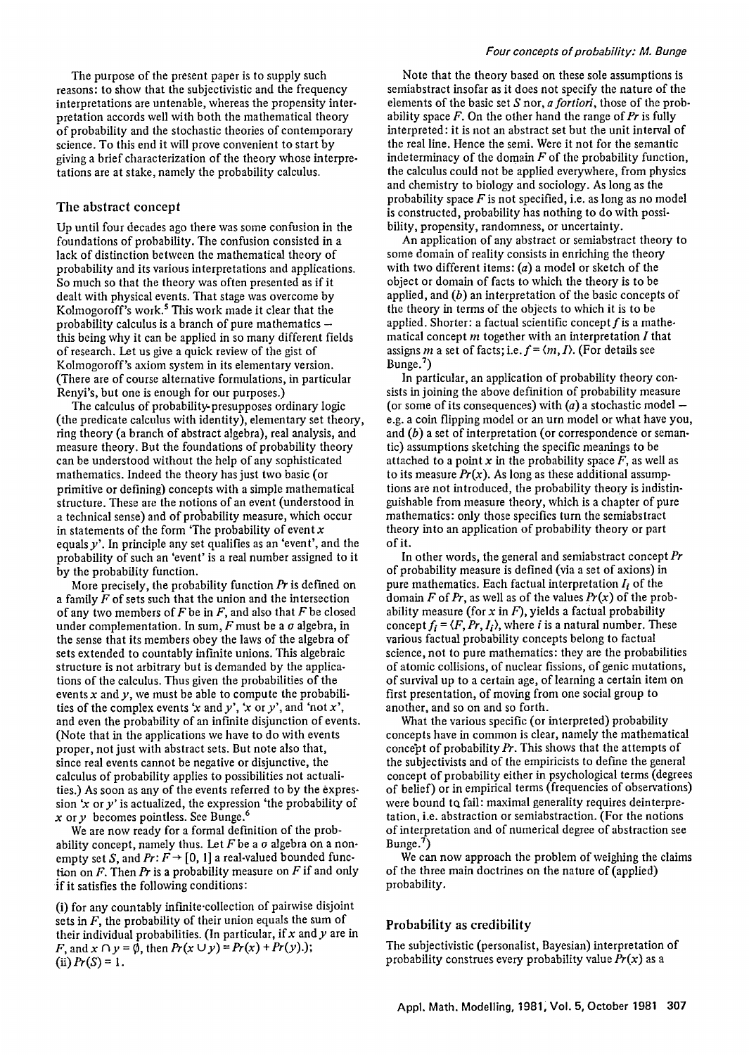The purpose of the present paper is to supply such reasons: to show that the subjectivistic and the frequency interpretations are untenable, whereas the propensity interpretation accords well with both the mathematical theory of probability and the stochastic theories of contemporary science. To this end it will prove convenient to start by giving a brief characterization of the theory whose interpretations are at stake, namely the probability calculus.

## The abstract concept

Up until four decades ago there was some confusion in the foundations of probability. The confusion consisted in a lack of distinction between the mathematical theory of probability and its various interpretations and applications. So much so that the theory was often presented as if it dealt with physical events. That stage was overcome by Kolmogoroff's work.[5] This work made it clear that the probability calculus is a branch of pure mathematics – this being why it can be applied in so many different fields of research. Let us give a quick review of the gist of Kolmogoroff's axiom system in its elementary version. (There are of course alternative formulations, in particular Renyi's, but one is enough for our purposes.)

The calculus of probability presupposes ordinary logic (the predicate calculus with identity), elementary set theory, ring theory (a branch of abstract algebra), real analysis, and measure theory. But the foundations of probability theory can be understood without the help of any sophisticated mathematics. Indeed the theory has just two basic (or primitive or defining) concepts with a simple mathematical structure. These are the notions of an event (understood in a technical sense) and of probability measure, which occur in statements of the form 'The probability of event $x$ equals $y$'. In principle any set qualifies as an 'event', and the probability of such an 'event' is a real number assigned to it by the probability function.

More precisely, the probability function $Pr$ is defined on a family $F$ of sets such that the union and the intersection of any two members of $F$ be in $F$, and also that $F$ be closed under complementation. In sum, $F$ must be a $\sigma$ algebra, in the sense that its members obey the laws of the algebra of sets extended to countably infinite unions. This algebraic structure is not arbitrary but is demanded by the applications of the calculus. Thus given the probabilities of the events $x$ and $y$, we must be able to compute the probabilities of the complex events '$x$ and $y$', '$x$ or $y$', and 'not $x$', and even the probability of an infinite disjunction of events. (Note that in the applications we have to do with events proper, not just with abstract sets. But note also that, since real events cannot be negative or disjunctive, the calculus of probability applies to possibilities not actualities.) As soon as any of the events referred to by the expression '$x$ or $y$' is actualized, the expression 'the probability of $x$ or $y$ becomes pointless. See Bunge.[6]

We are now ready for a formal definition of the probability concept, namely thus. Let $F$ be a $\sigma$ algebra on a nonempty set $S$, and $Pr: F \rightarrow [0, 1]$ a real-valued bounded function on $F$. Then $Pr$ is a probability measure on $F$ if and only if it satisfies the following conditions:

(i) for any countably infinite collection of pairwise disjoint sets in $F$, the probability of their union equals the sum of their individual probabilities. (In particular, if $x$ and $y$ are in $F$, and $x \cap y = \emptyset$, then $Pr(x \cup y) = Pr(x) + Pr(y)$.);
(ii) $Pr(S) = 1$.

Note that the theory based on these sole assumptions is semiabstract insofar as it does not specify the nature of the elements of the basic set $S$ nor, *a fortiori*, those of the probability space $F$. On the other hand the range of $Pr$ is fully interpreted: it is not an abstract set but the unit interval of the real line. Hence the semi. Were it not for the semantic indeterminacy of the domain $F$ of the probability function, the calculus could not be applied everywhere, from physics and chemistry to biology and sociology. As long as the probability space $F$ is not specified, i.e. as long as no model is constructed, probability has nothing to do with possibility, propensity, randomness, or uncertainty.

An application of any abstract or semiabstract theory to some domain of reality consists in enriching the theory with two different items: (*a*) a model or sketch of the object or domain of facts to which the theory is to be applied, and (*b*) an interpretation of the basic concepts of the theory in terms of the objects to which it is to be applied. Shorter: a factual scientific concept $f$ is a mathematical concept $m$ together with an interpretation $I$ that assigns $m$ a set of facts; i.e. $f = \langle m, I \rangle$. (For details see Bunge.[7])

In particular, an application of probability theory consists in joining the above definition of probability measure (or some of its consequences) with (*a*) a stochastic model – e.g. a coin flipping model or an urn model or what have you, and (*b*) a set of interpretation (or correspondence or semantic) assumptions sketching the specific meanings to be attached to a point $x$ in the probability space $F$, as well as to its measure $Pr(x)$. As long as these additional assumptions are not introduced, the probability theory is indistinguishable from measure theory, which is a chapter of pure mathematics: only those specifics turn the semiabstract theory into an application of probability theory or part of it.

In other words, the general and semiabstract concept $Pr$ of probability measure is defined (via a set of axions) in pure mathematics. Each factual interpretation $I_i$ of the domain $F$ of $Pr$, as well as of the values $Pr(x)$ of the probability measure (for $x$ in $F$), yields a factual probability concept $f_i = \langle F, Pr, I_i \rangle$, where $i$ is a natural number. These various factual probability concepts belong to factual science, not to pure mathematics: they are the probabilities of atomic collisions, of nuclear fissions, of genic mutations, of survival up to a certain age, of learning a certain item on first presentation, of moving from one social group to another, and so on and so forth.

What the various specific (or interpreted) probability concepts have in common is clear, namely the mathematical concept of probability $Pr$. This shows that the attempts of the subjectivists and of the empiricists to define the general concept of probability either in psychological terms (degrees of belief) or in empirical terms (frequencies of observations) were bound to fail: maximal generality requires deinterpretation, i.e. abstraction or semiabstraction. (For the notions of interpretation and of numerical degree of abstraction see Bunge.[7])

We can now approach the problem of weighing the claims of the three main doctrines on the nature of (applied) probability.

## Probability as credibility

The subjectivistic (personalist, Bayesian) interpretation of probability construes every probability value $Pr(x)$ as a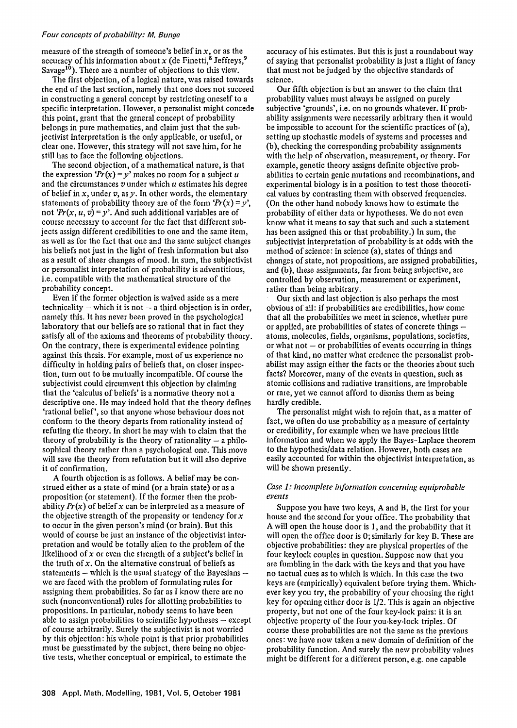measure of the strength of someone's belief in $x$, or as the accuracy of his information about $x$ (de Finetti,[8] Jeffreys,[9] Savage[10]). There are a number of objections to this view.

The first objection, of a logical nature, was raised towards the end of the last section, namely that one does not succeed in constructing a general concept by restricting oneself to a specific interpretation. However, a personalist might concede this point, grant that the general concept of probability belongs in pure mathematics, and claim just that the subjectivist interpretation is the only applicable, or useful, or clear one. However, this strategy will not save him, for he still has to face the following objections.

The second objection, of a mathematical nature, is that the expression '$Pr(x) = y$' makes no room for a subject $u$ and the circumstances $v$ under which $u$ estimates his degree of belief in $x$, under $v$, as $y$. In other words, the elementary statements of probability theory are of the form '$Pr(x) = y$', not '$Pr(x, u, v) = y$'. And such additional variables are of course necessary to account for the fact that different subjects assign different credibilities to one and the same item, as well as for the fact that one and the same subject changes his beliefs not just in the light of fresh information but also as a result of sheer changes of mood. In sum, the subjectivist or personalist interpretation of probability is adventitious, i.e. compatible with the mathematical structure of the probability concept.

Even if the former objection is waived aside as a mere technicality – which it is not – a third objection is in order, namely this. It has never been proved in the psychological laboratory that our beliefs are so rational that in fact they satisfy all of the axioms and theorems of probability theory. On the contrary, there is experimental evidence pointing against this thesis. For example, most of us experience no difficulty in holding pairs of beliefs that, on closer inspection, turn out to be mutually incompatible. Of course the subjectivist could circumvent this objection by claiming that the 'calculus of beliefs' is a normative theory not a descriptive one. He may indeed hold that the theory defines 'rational belief', so that anyone whose behaviour does not conform to the theory departs from rationality instead of refuting the theory. In short he may wish to claim that the theory of probability is the theory of rationality – a philosophical theory rather than a psychological one. This move will save the theory from refutation but it will also deprive it of confirmation.

A fourth objection is as follows. A belief may be construed either as a state of mind (or a brain state) or as a proposition (or statement). If the former then the probability $Pr(x)$ of belief $x$ can be interpreted as a measure of the objective strength of the propensity or tendency for $x$ to occur in the given person's mind (or brain). But this would of course be just an instance of the objectivist interpretation and would be totally alien to the problem of the likelihood of $x$ or even the strength of a subject's belief in the truth of $x$. On the alternative construal of beliefs as statements – which is the usual strategy of the Bayesians – we are faced with the problem of formulating rules for assigning them probabilities. So far as I know there are no such (nonconventional) rules for allotting probabilities to propositions. In particular, nobody seems to have been able to assign probabilities to scientific hypotheses – except of course arbitrarily. Surely the subjectivist is not worried by this objection: his whole point is that prior probabilities must be guesstimated by the subject, there being no objective tests, whether conceptual or empirical, to estimate the accuracy of his estimates. But this is just a roundabout way of saying that personalist probability is just a flight of fancy that must not be judged by the objective standards of science.

Our fifth objection is but an answer to the claim that probability values must always be assigned on purely subjective 'grounds', i.e. on no grounds whatever. If probability assignments were necessarily arbitrary then it would be impossible to account for the scientific practices of (a), setting up stochastic models of systems and processes and (b), checking the corresponding probability assignments with the help of observation, measurement, or theory. For example, genetic theory assigns definite objective probabilities to certain genic mutations and recombinations, and experimental biology is in a position to test those theoretical values by contrasting them with observed frequencies. (On the other hand nobody knows how to estimate the probability of either data or hypotheses. We do not even know what it means to say that such and such a statement has been assigned this or that probability.) In sum, the subjectivist interpretation of probability is at odds with the method of science: in science (a), states of things and changes of state, not propositions, are assigned probabilities, and (b), these assignments, far from being subjective, are controlled by observation, measurement or experiment, rather than being arbitrary.

Our sixth and last objection is also perhaps the most obvious of all: if probabilities are credibilities, how come that all the probabilities we meet in science, whether pure or applied, are probabilities of states of concrete things – atoms, molecules, fields, organisms, populations, societies, or what not – or probabilities of events occurring in things of that kind, no matter what credence the personalist probabilist may assign either the facts or the theories about such facts? Moreover, many of the events in question, such as atomic collisions and radiative transitions, are improbable or rare, yet we cannot afford to dismiss them as being hardly credible.

The personalist might wish to rejoin that, as a matter of fact, we often do use probability as a measure of certainty or credibility, for example when we have precious little information and when we apply the Bayes–Laplace theorem to the hypothesis/data relation. However, both cases are easily accounted for within the objectivist interpretation, as will be shown presently.

### *Case 1: incomplete information concerning equiprobable events*

Suppose you have two keys, A and B, the first for your house and the second for your office. The probability that A will open the house door is 1, and the probability that it will open the office door is 0; similarly for key B. These are objective probabilities: they are physical properties of the four keylock couples in question. Suppose now that you are fumbling in the dark with the keys and that you have no tactual cues as to which is which. In this case the two keys are (empirically) equivalent before trying them. Whichever key you try, the probability of your choosing the right key for opening either door is 1/2. This is again an objective property, but not one of the four key-lock pairs: it is an objective property of the four you-key-lock triples. Of course these probabilities are not the same as the previous ones: we have now taken a new domain of definition of the probability function. And surely the new probability values might be different for a different person, e.g. one capable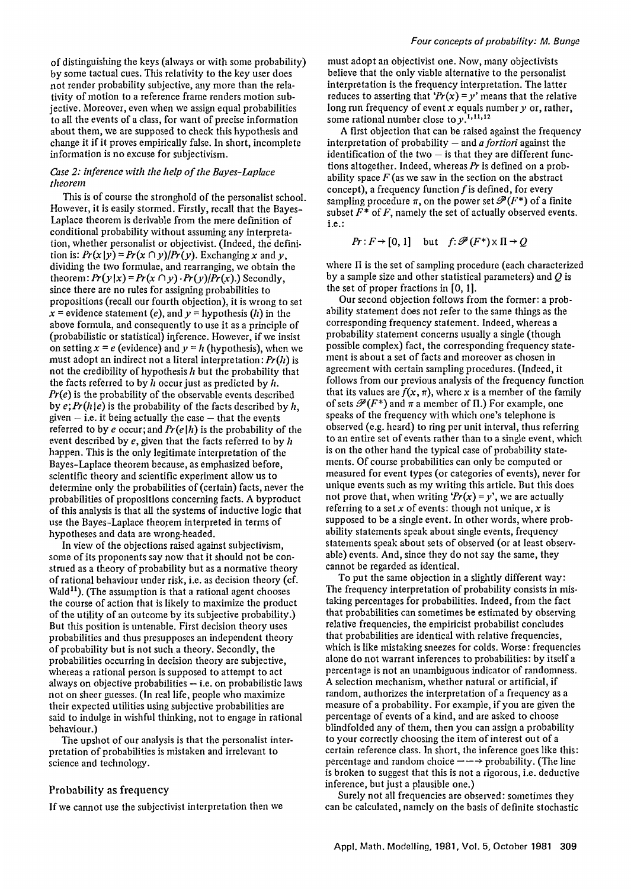of distinguishing the keys (always or with some probability) by some tactual cues. This relativity to the key user does not render probability subjective, any more than the relativity of motion to a reference frame renders motion subjective. Moreover, even when we assign equal probabilities to all the events of a class, for want of precise information about them, we are supposed to check this hypothesis and change it if it proves empirically false. In short, incomplete information is no excuse for subjectivism.

### *Case 2: inference with the help of the Bayes-Laplace theorem*

This is of course the stronghold of the personalist school. However, it is easily stormed. Firstly, recall that the Bayes-Laplace theorem is derivable from the mere definition of conditional probability without assuming any interpretation, whether personalist or objectivist. (Indeed, the definition is: $Pr(x|y) = Pr(x \cap y)/Pr(y)$. Exchanging $x$ and $y$, dividing the two formulae, and rearranging, we obtain the theorem: $Pr(y|x) = Pr(x \cap y) \cdot Pr(y)/Pr(x)$.) Secondly, since there are no rules for assigning probabilities to propositions (recall our fourth objection), it is wrong to set $x$ = evidence statement ($e$), and $y$ = hypothesis ($h$) in the above formula, and consequently to use it as a principle of (probabilistic or statistical) inference. However, if we insist on setting $x = e$ (evidence) and $y = h$ (hypothesis), when we must adopt an indirect not a literal interpretation: $Pr(h)$ is not the credibility of hypothesis $h$ but the probability that the facts referred to by $h$ occur just as predicted by $h$. $Pr(e)$ is the probability of the observable events described by $e$; $Pr(h|e)$ is the probability of the facts described by $h$, given – i.e. it being actually the case – that the events referred to by $e$ occur; and $Pr(e|h)$ is the probability of the event described by $e$, given that the facts referred to by $h$ happen. This is the only legitimate interpretation of the Bayes-Laplace theorem because, as emphasized before, scientific theory and scientific experiment allow us to determine only the probabilities of (certain) facts, never the probabilities of propositions concerning facts. A byproduct of this analysis is that all the systems of inductive logic that use the Bayes-Laplace theorem interpreted in terms of hypotheses and data are wrong-headed.

In view of the objections raised against subjectivism, some of its proponents say now that it should not be construed as a theory of probability but as a normative theory of rational behaviour under risk, i.e. as decision theory (cf. Wald[11]). (The assumption is that a rational agent chooses the course of action that is likely to maximize the product of the utility of an outcome by its subjective probability.) But this position is untenable. First decision theory uses probabilities and thus presupposes an independent theory of probability but is not such a theory. Secondly, the probabilities occurring in decision theory are subjective, whereas a rational person is supposed to attempt to act always on objective probabilities – i.e. on probabilistic laws not on sheer guesses. (In real life, people who maximize their expected utilities using subjective probabilities are said to indulge in wishful thinking, not to engage in rational behaviour.)

The upshot of our analysis is that the personalist interpretation of probabilities is mistaken and irrelevant to science and technology.

## Probability as frequency

If we cannot use the subjectivist interpretation then we must adopt an objectivist one. Now, many objectivists believe that the only viable alternative to the personalist interpretation is the frequency interpretation. The latter reduces to asserting that '$Pr(x) = y$' means that the relative long run frequency of event $x$ equals number $y$ or, rather, some rational number close to $y$.[1,11,12]

A first objection that can be raised against the frequency interpretation of probability – and *a fortiori* against the identification of the two – is that they are different functions altogether. Indeed, whereas $Pr$ is defined on a probability space $F$ (as we saw in the section on the abstract concept), a frequency function $f$ is defined, for every sampling procedure $\pi$, on the power set $\mathscr{P}(F^*)$ of a finite subset $F^*$ of $F$, namely the set of actually observed events. i.e.:

$$Pr: F \rightarrow [0, 1] \quad \text{but} \quad f: \mathscr{P}(F^*) \times \Pi \rightarrow Q$$

where $\Pi$ is the set of sampling procedure (each characterized by a sample size and other statistical parameters) and $Q$ is the set of proper fractions in [0, 1].

Our second objection follows from the former: a probability statement does not refer to the same things as the corresponding frequency statement. Indeed, whereas a probability statement concerns usually a single (though possible complex) fact, the corresponding frequency statement is about a set of facts and moreover as chosen in agreement with certain sampling procedures. (Indeed, it follows from our previous analysis of the frequency function that its values are $f(x, \pi)$, where $x$ is a member of the family of sets $\mathscr{P}(F^*)$ and $\pi$ a member of $\Pi$.) For example, one speaks of the frequency with which one's telephone is observed (e.g. heard) to ring per unit interval, thus referring to an entire set of events rather than to a single event, which is on the other hand the typical case of probability statements. Of course probabilities can only be computed or measured for event types (or categories of events), never for unique events such as my writing this article. But this does not prove that, when writing '$Pr(x) = y$', we are actually referring to a set $x$ of events: though not unique, $x$ is supposed to be a single event. In other words, where probability statements speak about single events, frequency statements speak about sets of observed (or at least observable) events. And, since they do not say the same, they cannot be regarded as identical.

To put the same objection in a slightly different way: The frequency interpretation of probability consists in mistaking percentages for probabilities. Indeed, from the fact that probabilities can sometimes be estimated by observing relative frequencies, the empiricist probabilist concludes that probabilities are identical with relative frequencies, which is like mistaking sneezes for colds. Worse: frequencies alone do not warrant inferences to probabilities: by itself a percentage is not an unambiguous indicator of randomness. A selection mechanism, whether natural or artificial, if random, authorizes the interpretation of a frequency as a measure of a probability. For example, if you are given the percentage of events of a kind, and are asked to choose blindfolded any of them, then you can assign a probability to your correctly choosing the item of interest out of a certain reference class. In short, the inference goes like this: percentage and random choice $- - \rightarrow$ probability. (The line is broken to suggest that this is not a rigorous, i.e. deductive inference, but just a plausible one.)

Surely not all frequencies are observed: sometimes they can be calculated, namely on the basis of definite stochastic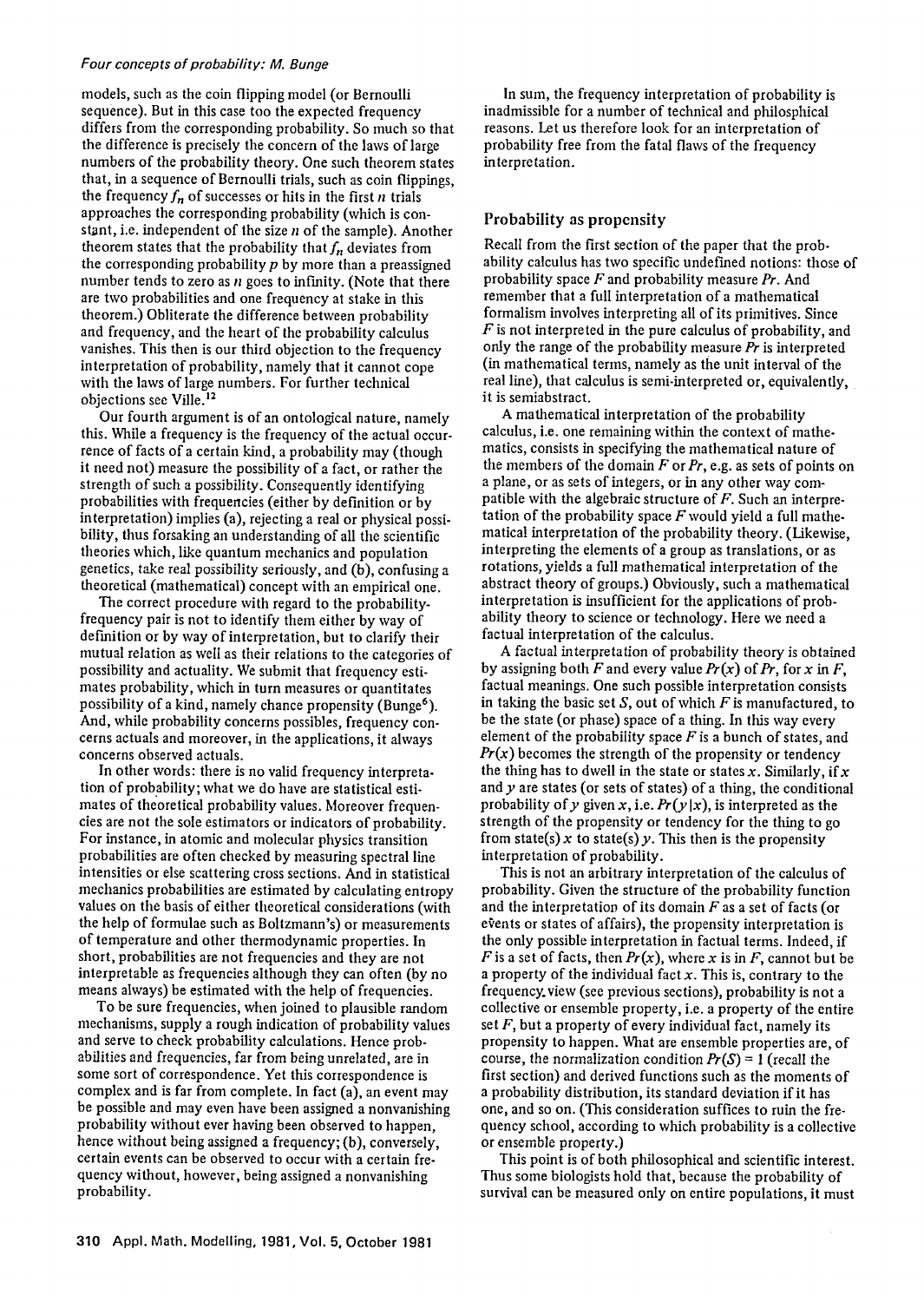models, such as the coin flipping model (or Bernoulli sequence). But in this case too the expected frequency differs from the corresponding probability. So much so that the difference is precisely the concern of the laws of large numbers of the probability theory. One such theorem states that, in a sequence of Bernoulli trials, such as coin flippings, the frequency $f_n$ of successes or hits in the first $n$ trials approaches the corresponding probability (which is constant, i.e. independent of the size $n$ of the sample). Another theorem states that the probability that $f_n$ deviates from the corresponding probability $p$ by more than a preassigned number tends to zero as $n$ goes to infinity. (Note that there are two probabilities and one frequency at stake in this theorem.) Obliterate the difference between probability and frequency, and the heart of the probability calculus vanishes. This then is our third objection to the frequency interpretation of probability, namely that it cannot cope with the laws of large numbers. For further technical objections see Ville.[12]

Our fourth argument is of an ontological nature, namely this. While a frequency is the frequency of the actual occurrence of facts of a certain kind, a probability may (though it need not) measure the possibility of a fact, or rather the strength of such a possibility. Consequently identifying probabilities with frequencies (either by definition or by interpretation) implies (a), rejecting a real or physical possibility, thus forsaking an understanding of all the scientific theories which, like quantum mechanics and population genetics, take real possibility seriously, and (b), confusing a theoretical (mathematical) concept with an empirical one.

The correct procedure with regard to the probability-frequency pair is not to identify them either by way of definition or by way of interpretation, but to clarify their mutual relation as well as their relations to the categories of possibility and actuality. We submit that frequency estimates probability, which in turn measures or quantitates possibility of a kind, namely chance propensity (Bunge[6]). And, while probability concerns possibles, frequency concerns actuals and moreover, in the applications, it always concerns observed actuals.

In other words: there is no valid frequency interpretation of probability; what we do have are statistical estimates of theoretical probability values. Moreover frequencies are not the sole estimators or indicators of probability. For instance, in atomic and molecular physics transition probabilities are often checked by measuring spectral line intensities or else scattering cross sections. And in statistical mechanics probabilities are estimated by calculating entropy values on the basis of either theoretical considerations (with the help of formulae such as Boltzmann's) or measurements of temperature and other thermodynamic properties. In short, probabilities are not frequencies and they are not interpretable as frequencies although they can often (by no means always) be estimated with the help of frequencies.

To be sure frequencies, when joined to plausible random mechanisms, supply a rough indication of probability values and serve to check probability calculations. Hence probabilities and frequencies, far from being unrelated, are in some sort of correspondence. Yet this correspondence is complex and is far from complete. In fact (a), an event may be possible and may even have been assigned a nonvanishing probability without ever having been observed to happen, hence without being assigned a frequency; (b), conversely, certain events can be observed to occur with a certain frequency without, however, being assigned a nonvanishing probability.

In sum, the frequency interpretation of probability is inadmissible for a number of technical and philosophical reasons. Let us therefore look for an interpretation of probability free from the fatal flaws of the frequency interpretation.

## Probability as propensity

Recall from the first section of the paper that the probability calculus has two specific undefined notions: those of probability space $F$ and probability measure $Pr$. And remember that a full interpretation of a mathematical formalism involves interpreting all of its primitives. Since $F$ is not interpreted in the pure calculus of probability, and only the range of the probability measure $Pr$ is interpreted (in mathematical terms, namely as the unit interval of the real line), that calculus is semi-interpreted or, equivalently, it is semiabstract.

A mathematical interpretation of the probability calculus, i.e. one remaining within the context of mathematics, consists in specifying the mathematical nature of the members of the domain $F$ or $Pr$, e.g. as sets of points on a plane, or as sets of integers, or in any other way compatible with the algebraic structure of $F$. Such an interpretation of the probability space $F$ would yield a full mathematical interpretation of the probability theory. (Likewise, interpreting the elements of a group as translations, or as rotations, yields a full mathematical interpretation of the abstract theory of groups.) Obviously, such a mathematical interpretation is insufficient for the applications of probability theory to science or technology. Here we need a factual interpretation of the calculus.

A factual interpretation of probability theory is obtained by assigning both $F$ and every value $Pr(x)$ of $Pr$, for $x$ in $F$, factual meanings. One such possible interpretation consists in taking the basic set $S$, out of which $F$ is manufactured, to be the state (or phase) space of a thing. In this way every element of the probability space $F$ is a bunch of states, and $Pr(x)$ becomes the strength of the propensity or tendency the thing has to dwell in the state or states $x$. Similarly, if $x$ and $y$ are states (or sets of states) of a thing, the conditional probability of $y$ given $x$, i.e. $Pr(y|x)$, is interpreted as the strength of the propensity or tendency for the thing to go from state(s) $x$ to state(s) $y$. This then is the propensity interpretation of probability.

This is not an arbitrary interpretation of the calculus of probability. Given the structure of the probability function and the interpretation of its domain $F$ as a set of facts (or events or states of affairs), the propensity interpretation is the only possible interpretation in factual terms. Indeed, if $F$ is a set of facts, then $Pr(x)$, where $x$ is in $F$, cannot but be a property of the individual fact $x$. This is, contrary to the frequency view (see previous sections), probability is not a collective or ensemble property, i.e. a property of the entire set $F$, but a property of every individual fact, namely its propensity to happen. What are ensemble properties are, of course, the normalization condition $Pr(S) = 1$ (recall the first section) and derived functions such as the moments of a probability distribution, its standard deviation if it has one, and so on. (This consideration suffices to ruin the frequency school, according to which probability is a collective or ensemble property.)

This point is of both philosophical and scientific interest. Thus some biologists hold that, because the probability of survival can be measured only on entire populations, it must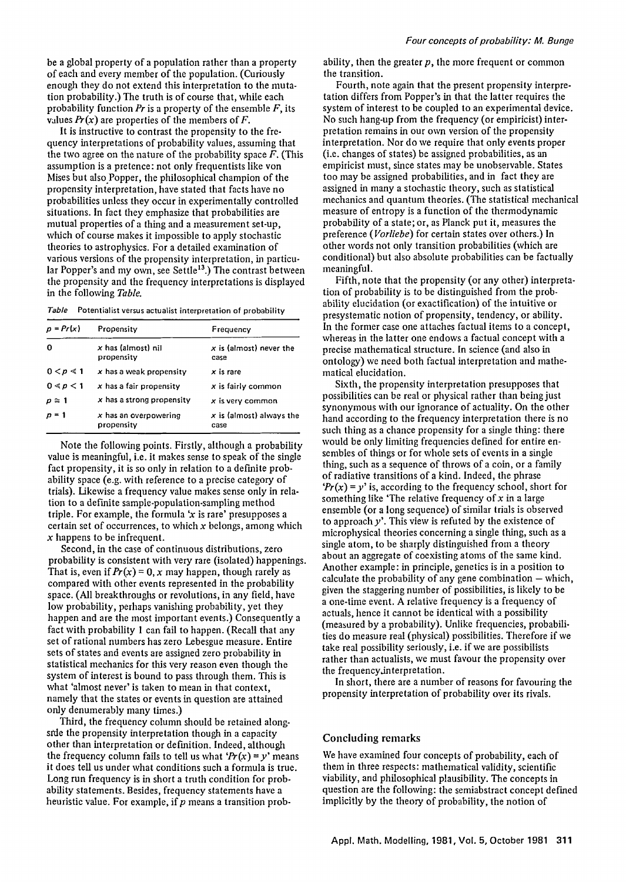be a global property of a population rather than a property of each and every member of the population. (Curiously enough they do not extend this interpretation to the mutation probability.) The truth is of course that, while each probability function $Pr$ is a property of the ensemble $F$, its values $Pr(x)$ are properties of the members of $F$.

It is instructive to contrast the propensity to the frequency interpretations of probability values, assuming that the two agree on the nature of the probability space $F$. (This assumption is a pretence: not only frequentists like von Mises but also Popper, the philosophical champion of the propensity interpretation, have stated that facts have no probabilities unless they occur in experimentally controlled situations. In fact they emphasize that probabilities are mutual properties of a thing and a measurement set-up, which of course makes it impossible to apply stochastic theories to astrophysics. For a detailed examination of various versions of the propensity interpretation, in particular Popper's and my own, see Settle[13].) The contrast between the propensity and the frequency interpretations is displayed in the following *Table*.

*Table* Potentialist versus actualist interpretation of probability

| $p = Pr(x)$ | Propensity | Frequency |
|---|---|---|
| 0 | $x$ has (almost) nil propensity | $x$ is (almost) never the case |
| $0 < p \ll 1$ | $x$ has a weak propensity | $x$ is rare |
| $0 \ll p < 1$ | $x$ has a fair propensity | $x$ is fairly common |
| $p \simeq 1$ | $x$ has a strong propensity | $x$ is very common |
| $p = 1$ | $x$ has an overpowering propensity | $x$ is (almost) always the case |

Note the following points. Firstly, although a probability value is meaningful, i.e. it makes sense to speak of the single fact propensity, it is so only in relation to a definite probability space (e.g. with reference to a precise category of trials). Likewise a frequency value makes sense only in relation to a definite sample-population-sampling method triple. For example, the formula '$x$ is rare' presupposes a certain set of occurrences, to which $x$ belongs, among which $x$ happens to be infrequent.

Second, in the case of continuous distributions, zero probability is consistent with very rare (isolated) happenings. That is, even if $Pr(x) = 0$, $x$ may happen, though rarely as compared with other events represented in the probability space. (All breakthroughs or revolutions, in any field, have low probability, perhaps vanishing probability, yet they happen and are the most important events.) Consequently a fact with probability 1 can fail to happen. (Recall that any set of rational numbers has zero Lebesgue measure. Entire sets of states and events are assigned zero probability in statistical mechanics for this very reason even though the system of interest is bound to pass through them. This is what 'almost never' is taken to mean in that context, namely that the states or events in question are attained only denumerably many times.)

Third, the frequency column should be retained alongside the propensity interpretation though in a capacity other than interpretation or definition. Indeed, although the frequency column fails to tell us what '$Pr(x) = y$' means it does tell us under what conditions such a formula is true. Long run frequency is in short a truth condition for probability statements. Besides, frequency statements have a heuristic value. For example, if $p$ means a transition probability, then the greater $p$, the more frequent or common the transition.

Fourth, note again that the present propensity interpretation differs from Popper's in that the latter requires the system of interest to be coupled to an experimental device. No such hang-up from the frequency (or empiricist) interpretation remains in our own version of the propensity interpretation. Nor do we require that only events proper (i.e. changes of states) be assigned probabilities, as an empiricist must, since states may be unobservable. States too may be assigned probabilities, and in fact they are assigned in many a stochastic theory, such as statistical mechanics and quantum theories. (The statistical mechanical measure of entropy is a function of the thermodynamic probability of a state; or, as Planck put it, measures the preference (*Vorliebe*) for certain states over others.) In other words not only transition probabilities (which are conditional) but also absolute probabilities can be factually meaningful.

Fifth, note that the propensity (or any other) interpretation of probability is to be distinguished from the probability elucidation (or exactification) of the intuitive or presystematic notion of propensity, tendency, or ability. In the former case one attaches factual items to a concept, whereas in the latter one endows a factual concept with a precise mathematical structure. In science (and also in ontology) we need both factual interpretation and mathematical elucidation.

Sixth, the propensity interpretation presupposes that possibilities can be real or physical rather than being just synonymous with our ignorance of actuality. On the other hand according to the frequency interpretation there is no such thing as a chance propensity for a single thing: there would be only limiting frequencies defined for entire ensembles of things or for whole sets of events in a single thing, such as a sequence of throws of a coin, or a family of radiative transitions of a kind. Indeed, the phrase '$Pr(x) = y$' is, according to the frequency school, short for something like 'The relative frequency of $x$ in a large ensemble (or a long sequence) of similar trials is observed to approach $y$'. This view is refuted by the existence of microphysical theories concerning a single thing, such as a single atom, to be sharply distinguished from a theory about an aggregate of coexisting atoms of the same kind. Another example: in principle, genetics is in a position to calculate the probability of any gene combination – which, given the staggering number of possibilities, is likely to be a one-time event. A relative frequency is a frequency of actuals, hence it cannot be identical with a possibility (measured by a probability). Unlike frequencies, probabilities do measure real (physical) possibilities. Therefore if we take real possibility seriously, i.e. if we are possibilists rather than actualists, we must favour the propensity over the frequency interpretation.

In short, there are a number of reasons for favouring the propensity interpretation of probability over its rivals.

## Concluding remarks

We have examined four concepts of probability, each of them in three respects: mathematical validity, scientific viability, and philosophical plausibility. The concepts in question are the following: the semiabstract concept defined implicitly by the theory of probability, the notion of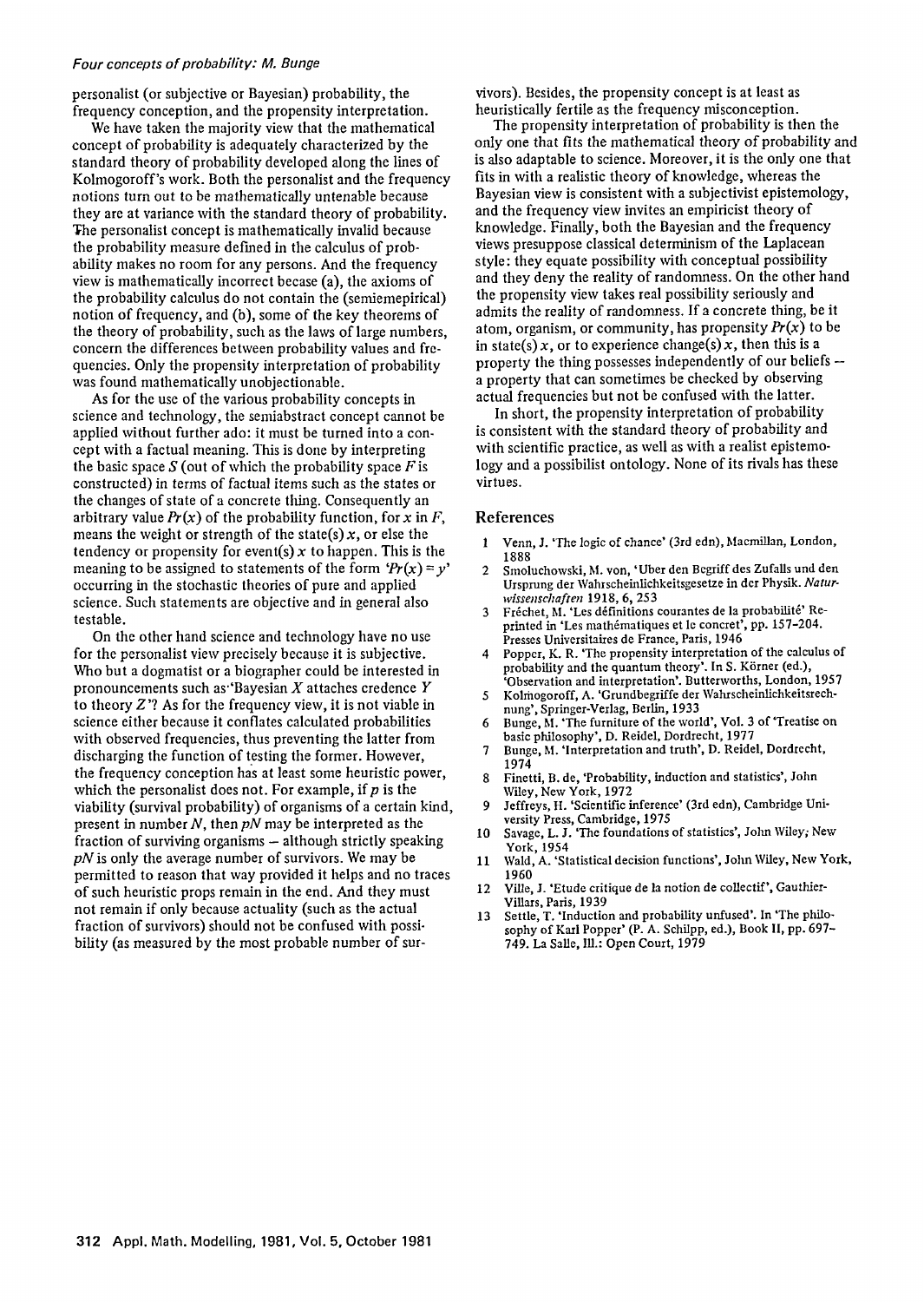personalist (or subjective or Bayesian) probability, the frequency conception, and the propensity interpretation.

We have taken the majority view that the mathematical concept of probability is adequately characterized by the standard theory of probability developed along the lines of Kolmogoroff's work. Both the personalist and the frequency notions turn out to be mathematically untenable because they are at variance with the standard theory of probability. The personalist concept is mathematically invalid because the probability measure defined in the calculus of probability makes no room for any persons. And the frequency view is mathematically incorrect becase (a), the axioms of the probability calculus do not contain the (semiempirical) notion of frequency, and (b), some of the key theorems of the theory of probability, such as the laws of large numbers, concern the differences between probability values and frequencies. Only the propensity interpretation of probability was found mathematically unobjectionable.

As for the use of the various probability concepts in science and technology, the semiabstract concept cannot be applied without further ado: it must be turned into a concept with a factual meaning. This is done by interpreting the basic space $S$ (out of which the probability space $F$ is constructed) in terms of factual items such as the states or the changes of state of a concrete thing. Consequently an arbitrary value $Pr(x)$ of the probability function, for $x$ in $F$, means the weight or strength of the state(s) $x$, or else the tendency or propensity for event(s) $x$ to happen. This is the meaning to be assigned to statements of the form '$Pr(x) = y$' occurring in the stochastic theories of pure and applied science. Such statements are objective and in general also testable.

On the other hand science and technology have no use for the personalist view precisely because it is subjective. Who but a dogmatist or a biographer could be interested in pronouncements such as 'Bayesian $X$ attaches credence $Y$ to theory $Z$'? As for the frequency view, it is not viable in science either because it conflates calculated probabilities with observed frequencies, thus preventing the latter from discharging the function of testing the former. However, the frequency conception has at least some heuristic power, which the personalist does not. For example, if $p$ is the viability (survival probability) of organisms of a certain kind, present in number $N$, then $pN$ may be interpreted as the fraction of surviving organisms – although strictly speaking $pN$ is only the average number of survivors. We may be permitted to reason that way provided it helps and no traces of such heuristic props remain in the end. And they must not remain if only because actuality (such as the actual fraction of survivors) should not be confused with possibility (as measured by the most probable number of survivors). Besides, the propensity concept is at least as heuristically fertile as the frequency misconception.

The propensity interpretation of probability is then the only one that fits the mathematical theory of probability and is also adaptable to science. Moreover, it is the only one that fits in with a realistic theory of knowledge, whereas the Bayesian view is consistent with a subjectivist epistemology, and the frequency view invites an empiricist theory of knowledge. Finally, both the Bayesian and the frequency views presuppose classical determinism of the Laplacean style: they equate possibility with conceptual possibility and they deny the reality of randomness. On the other hand the propensity view takes real possibility seriously and admits the reality of randomness. If a concrete thing, be it atom, organism, or community, has propensity $Pr(x)$ to be in state(s) $x$, or to experience change(s) $x$, then this is a property the thing possesses independently of our beliefs – a property that can sometimes be checked by observing actual frequencies but not be confused with the latter.

In short, the propensity interpretation of probability is consistent with the standard theory of probability and with scientific practice, as well as with a realist epistemology and a possibilist ontology. None of its rivals has these virtues.

## References

1. Venn, J. 'The logic of chance' (3rd edn), Macmillan, London, 1888
2. Smoluchowski, M. von, 'Uber den Begriff des Zufalls und den Ursprung der Wahrscheinlichkeitsgesetze in der Physik. *Naturwissenschaften* 1918, 6, 253
3. Fréchet, M. 'Les définitions courantes de la probabilité' Reprinted in 'Les mathématiques et le concret', pp. 157–204. Presses Universitaires de France, Paris, 1946
4. Popper, K. R. 'The propensity interpretation of the calculus of probability and the quantum theory'. In S. Körner (ed.), 'Observation and interpretation'. Butterworths, London, 1957
5. Kolmogoroff, A. 'Grundbegriffe der Wahrscheinlichkeitsrechnung', Springer-Verlag, Berlin, 1933
6. Bunge, M. 'The furniture of the world', Vol. 3 of 'Treatise on basic philosophy', D. Reidel, Dordrecht, 1977
7. Bunge, M. 'Interpretation and truth', D. Reidel, Dordrecht, 1974
8. Finetti, B. de, 'Probability, induction and statistics', John Wiley, New York, 1972
9. Jeffreys, H. 'Scientific inference' (3rd edn), Cambridge University Press, Cambridge, 1975
10. Savage, L. J. 'The foundations of statistics', John Wiley, New York, 1954
11. Wald, A. 'Statistical decision functions', John Wiley, New York, 1960
12. Ville, J. 'Etude critique de la notion de collectif', Gauthier-Villars, Paris, 1939
13. Settle, T. 'Induction and probability unfused'. In 'The philosophy of Karl Popper' (P. A. Schilpp, ed.), Book II, pp. 697–749. La Salle, Ill.: Open Court, 1979